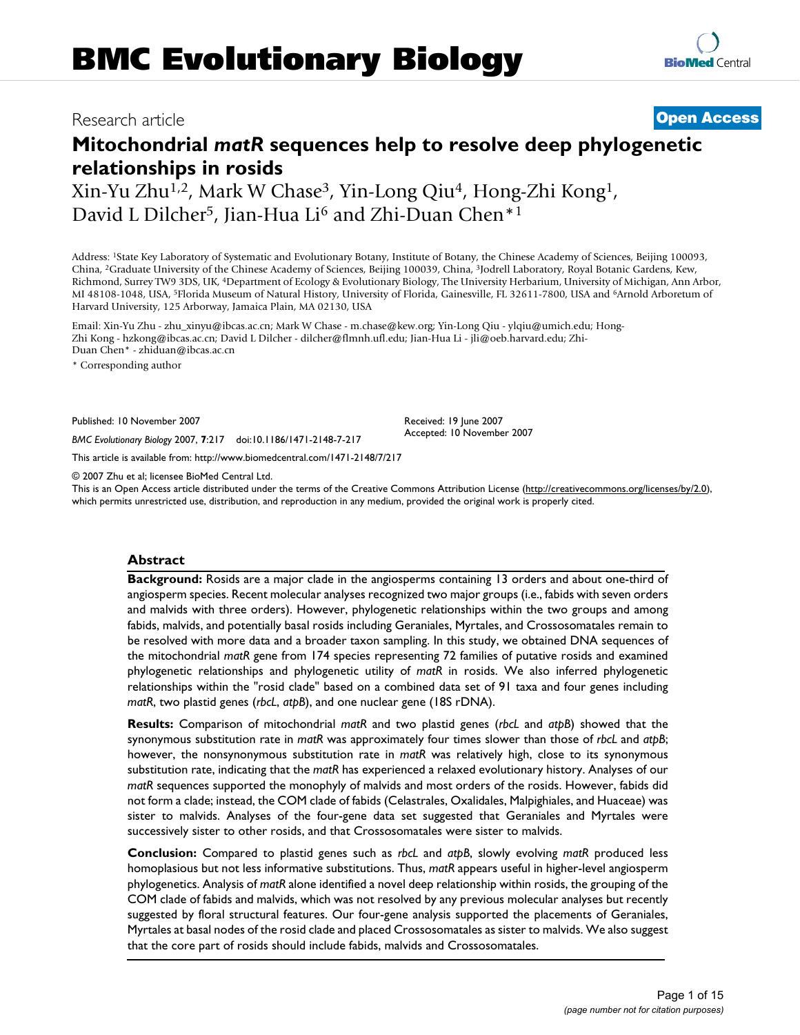# BMC Evolutionary Biology

Research article

**Open Access**

# Mitochondrial *matR* sequences help to resolve deep phylogenetic relationships in rosids

Xin-Yu Zhu[1,2], Mark W Chase[3], Yin-Long Qiu[4], Hong-Zhi Kong[1], David L Dilcher[5], Jian-Hua Li[6] and Zhi-Duan Chen*[1]

Address: [1]State Key Laboratory of Systematic and Evolutionary Botany, Institute of Botany, the Chinese Academy of Sciences, Beijing 100093, China, [2]Graduate University of the Chinese Academy of Sciences, Beijing 100039, China, [3]Jodrell Laboratory, Royal Botanic Gardens, Kew, Richmond, Surrey TW9 3DS, UK, [4]Department of Ecology & Evolutionary Biology, The University Herbarium, University of Michigan, Ann Arbor, MI 48108-1048, USA, [5]Florida Museum of Natural History, University of Florida, Gainesville, FL 32611-7800, USA and [6]Arnold Arboretum of Harvard University, 125 Arborway, Jamaica Plain, MA 02130, USA

Email: Xin-Yu Zhu - zhu_xinyu@ibcas.ac.cn; Mark W Chase - m.chase@kew.org; Yin-Long Qiu - ylqiu@umich.edu; Hong-Zhi Kong - hzkong@ibcas.ac.cn; David L Dilcher - dilcher@flmnh.ufl.edu; Jian-Hua Li - jli@oeb.harvard.edu; Zhi-Duan Chen* - zhiduan@ibcas.ac.cn

* Corresponding author

Published: 10 November 2007

*BMC Evolutionary Biology* 2007, **7**:217 doi:10.1186/1471-2148-7-217

Received: 19 June 2007
Accepted: 10 November 2007

This article is available from: http://www.biomedcentral.com/1471-2148/7/217

© 2007 Zhu et al; licensee BioMed Central Ltd.
This is an Open Access article distributed under the terms of the Creative Commons Attribution License (http://creativecommons.org/licenses/by/2.0), which permits unrestricted use, distribution, and reproduction in any medium, provided the original work is properly cited.

## Abstract

**Background:** Rosids are a major clade in the angiosperms containing 13 orders and about one-third of angiosperm species. Recent molecular analyses recognized two major groups (i.e., fabids with seven orders and malvids with three orders). However, phylogenetic relationships within the two groups and among fabids, malvids, and potentially basal rosids including Geraniales, Myrtales, and Crossosomatales remain to be resolved with more data and a broader taxon sampling. In this study, we obtained DNA sequences of the mitochondrial *matR* gene from 174 species representing 72 families of putative rosids and examined phylogenetic relationships and phylogenetic utility of *matR* in rosids. We also inferred phylogenetic relationships within the "rosid clade" based on a combined data set of 91 taxa and four genes including *matR*, two plastid genes (*rbcL*, *atpB*), and one nuclear gene (18S rDNA).

**Results:** Comparison of mitochondrial *matR* and two plastid genes (*rbcL* and *atpB*) showed that the synonymous substitution rate in *matR* was approximately four times slower than those of *rbcL* and *atpB*; however, the nonsynonymous substitution rate in *matR* was relatively high, close to its synonymous substitution rate, indicating that the *matR* has experienced a relaxed evolutionary history. Analyses of our *matR* sequences supported the monophyly of malvids and most orders of the rosids. However, fabids did not form a clade; instead, the COM clade of fabids (Celastrales, Oxalidales, Malpighiales, and Huaceae) was sister to malvids. Analyses of the four-gene data set suggested that Geraniales and Myrtales were successively sister to other rosids, and that Crossosomatales were sister to malvids.

**Conclusion:** Compared to plastid genes such as *rbcL* and *atpB*, slowly evolving *matR* produced less homoplasious but not less informative substitutions. Thus, *matR* appears useful in higher-level angiosperm phylogenetics. Analysis of *matR* alone identified a novel deep relationship within rosids, the grouping of the COM clade of fabids and malvids, which was not resolved by any previous molecular analyses but recently suggested by floral structural features. Our four-gene analysis supported the placements of Geraniales, Myrtales at basal nodes of the rosid clade and placed Crossosomatales as sister to malvids. We also suggest that the core part of rosids should include fabids, malvids and Crossosomatales.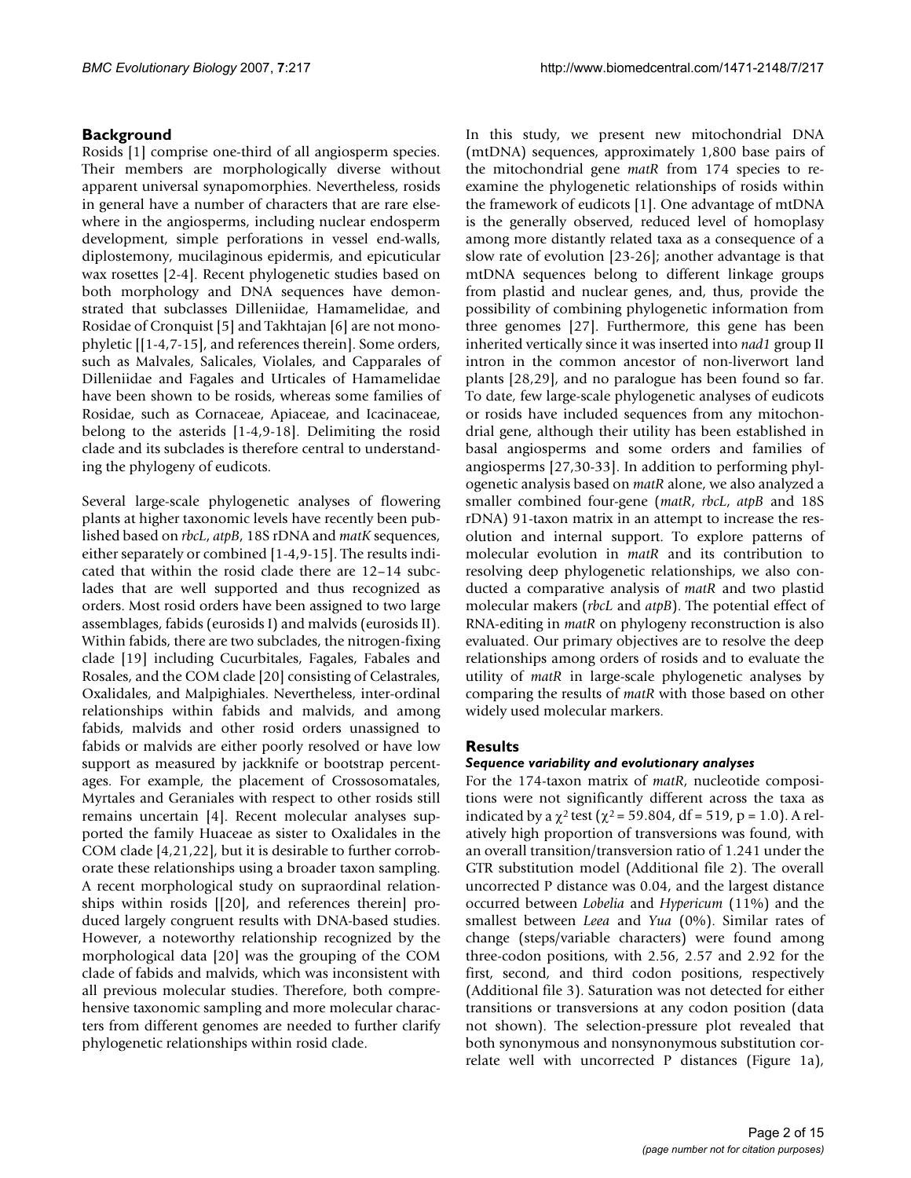## Background

Rosids [1] comprise one-third of all angiosperm species. Their members are morphologically diverse without apparent universal synapomorphies. Nevertheless, rosids in general have a number of characters that are rare elsewhere in the angiosperms, including nuclear endosperm development, simple perforations in vessel end-walls, diplostemony, mucilaginous epidermis, and epicuticular wax rosettes [2-4]. Recent phylogenetic studies based on both morphology and DNA sequences have demonstrated that subclasses Dilleniidae, Hamamelidae, and Rosidae of Cronquist [5] and Takhtajan [6] are not monophyletic [[1-4,7-15], and references therein]. Some orders, such as Malvales, Salicales, Violales, and Capparales of Dilleniidae and Fagales and Urticales of Hamamelidae have been shown to be rosids, whereas some families of Rosidae, such as Cornaceae, Apiaceae, and Icacinaceae, belong to the asterids [1-4,9-18]. Delimiting the rosid clade and its subclades is therefore central to understanding the phylogeny of eudicots.

Several large-scale phylogenetic analyses of flowering plants at higher taxonomic levels have recently been published based on *rbcL*, *atpB*, 18S rDNA and *matK* sequences, either separately or combined [1-4,9-15]. The results indicated that within the rosid clade there are 12–14 subclades that are well supported and thus recognized as orders. Most rosid orders have been assigned to two large assemblages, fabids (eurosids I) and malvids (eurosids II). Within fabids, there are two subclades, the nitrogen-fixing clade [19] including Cucurbitales, Fagales, Fabales and Rosales, and the COM clade [20] consisting of Celastrales, Oxalidales, and Malpighiales. Nevertheless, inter-ordinal relationships within fabids and malvids, and among fabids, malvids and other rosid orders unassigned to fabids or malvids are either poorly resolved or have low support as measured by jackknife or bootstrap percentages. For example, the placement of Crossosomatales, Myrtales and Geraniales with respect to other rosids still remains uncertain [4]. Recent molecular analyses supported the family Huaceae as sister to Oxalidales in the COM clade [4,21,22], but it is desirable to further corroborate these relationships using a broader taxon sampling. A recent morphological study on supraordinal relationships within rosids [[20], and references therein] produced largely congruent results with DNA-based studies. However, a noteworthy relationship recognized by the morphological data [20] was the grouping of the COM clade of fabids and malvids, which was inconsistent with all previous molecular studies. Therefore, both comprehensive taxonomic sampling and more molecular characters from different genomes are needed to further clarify phylogenetic relationships within rosid clade.

In this study, we present new mitochondrial DNA (mtDNA) sequences, approximately 1,800 base pairs of the mitochondrial gene *matR* from 174 species to re-examine the phylogenetic relationships of rosids within the framework of eudicots [1]. One advantage of mtDNA is the generally observed, reduced level of homoplasy among more distantly related taxa as a consequence of a slow rate of evolution [23-26]; another advantage is that mtDNA sequences belong to different linkage groups from plastid and nuclear genes, and, thus, provide the possibility of combining phylogenetic information from three genomes [27]. Furthermore, this gene has been inherited vertically since it was inserted into *nad1* group II intron in the common ancestor of non-liverwort land plants [28,29], and no paralogue has been found so far. To date, few large-scale phylogenetic analyses of eudicots or rosids have included sequences from any mitochondrial gene, although their utility has been established in basal angiosperms and some orders and families of angiosperms [27,30-33]. In addition to performing phylogenetic analysis based on *matR* alone, we also analyzed a smaller combined four-gene (*matR*, *rbcL*, *atpB* and 18S rDNA) 91-taxon matrix in an attempt to increase the resolution and internal support. To explore patterns of molecular evolution in *matR* and its contribution to resolving deep phylogenetic relationships, we also conducted a comparative analysis of *matR* and two plastid molecular makers (*rbcL* and *atpB*). The potential effect of RNA-editing in *matR* on phylogeny reconstruction is also evaluated. Our primary objectives are to resolve the deep relationships among orders of rosids and to evaluate the utility of *matR* in large-scale phylogenetic analyses by comparing the results of *matR* with those based on other widely used molecular markers.

## Results

### *Sequence variability and evolutionary analyses*

For the 174-taxon matrix of *matR*, nucleotide compositions were not significantly different across the taxa as indicated by a $\chi^2$ test ($\chi^2 = 59.804$, df = 519, p = 1.0). A relatively high proportion of transversions was found, with an overall transition/transversion ratio of 1.241 under the GTR substitution model (Additional file 2). The overall uncorrected P distance was 0.04, and the largest distance occurred between *Lobelia* and *Hypericum* (11%) and the smallest between *Leea* and *Yua* (0%). Similar rates of change (steps/variable characters) were found among three-codon positions, with 2.56, 2.57 and 2.92 for the first, second, and third codon positions, respectively (Additional file 3). Saturation was not detected for either transitions or transversions at any codon position (data not shown). The selection-pressure plot revealed that both synonymous and nonsynonymous substitution correlate well with uncorrected P distances (Figure 1a),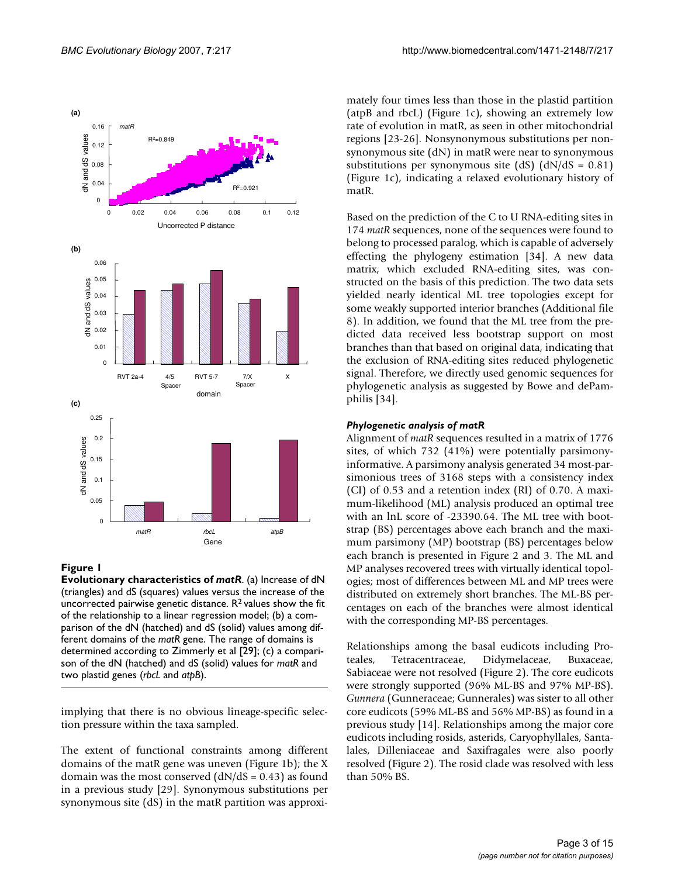**Figure 1**

**Evolutionary characteristics of *matR***. (a) Increase of dN (triangles) and dS (squares) values versus the increase of the uncorrected pairwise genetic distance. $R^2$ values show the fit of the relationship to a linear regression model; (b) a comparison of the dN (hatched) and dS (solid) values among different domains of the *matR* gene. The range of domains is determined according to Zimmerly et al [29]; (c) a comparison of the dN (hatched) and dS (solid) values for *matR* and two plastid genes (*rbcL* and *atpB*).

implying that there is no obvious lineage-specific selection pressure within the taxa sampled.

The extent of functional constraints among different domains of the matR gene was uneven (Figure 1b); the X domain was the most conserved (dN/dS = 0.43) as found in a previous study [29]. Synonymous substitutions per synonymous site (dS) in the matR partition was approximately four times less than those in the plastid partition (atpB and rbcL) (Figure 1c), showing an extremely low rate of evolution in matR, as seen in other mitochondrial regions [23-26]. Nonsynonymous substitutions per nonsynonymous site (dN) in matR were near to synonymous substitutions per synonymous site (dS) (dN/dS = 0.81) (Figure 1c), indicating a relaxed evolutionary history of matR.

Based on the prediction of the C to U RNA-editing sites in 174 *matR* sequences, none of the sequences were found to belong to processed paralog, which is capable of adversely effecting the phylogeny estimation [34]. A new data matrix, which excluded RNA-editing sites, was constructed on the basis of this prediction. The two data sets yielded nearly identical ML tree topologies except for some weakly supported interior branches (Additional file 8). In addition, we found that the ML tree from the predicted data received less bootstrap support on most branches than that based on original data, indicating that the exclusion of RNA-editing sites reduced phylogenetic signal. Therefore, we directly used genomic sequences for phylogenetic analysis as suggested by Bowe and dePamphilis [34].

### *Phylogenetic analysis of matR*

Alignment of *matR* sequences resulted in a matrix of 1776 sites, of which 732 (41%) were potentially parsimony-informative. A parsimony analysis generated 34 most-parsimonious trees of 3168 steps with a consistency index (CI) of 0.53 and a retention index (RI) of 0.70. A maximum-likelihood (ML) analysis produced an optimal tree with an lnL score of -23390.64. The ML tree with bootstrap (BS) percentages above each branch and the maximum parsimony (MP) bootstrap (BS) percentages below each branch is presented in Figure 2 and 3. The ML and MP analyses recovered trees with virtually identical topologies; most of differences between ML and MP trees were distributed on extremely short branches. The ML-BS percentages on each of the branches were almost identical with the corresponding MP-BS percentages.

Relationships among the basal eudicots including Proteales, Tetracentraceae, Didymelaceae, Buxaceae, Sabiaceae were not resolved (Figure 2). The core eudicots were strongly supported (96% ML-BS and 97% MP-BS). *Gunnera* (Gunneraceae; Gunnerales) was sister to all other core eudicots (59% ML-BS and 56% MP-BS) as found in a previous study [14]. Relationships among the major core eudicots including rosids, asterids, Caryophyllales, Santalales, Dilleniaceae and Saxifragales were also poorly resolved (Figure 2). The rosid clade was resolved with less than 50% BS.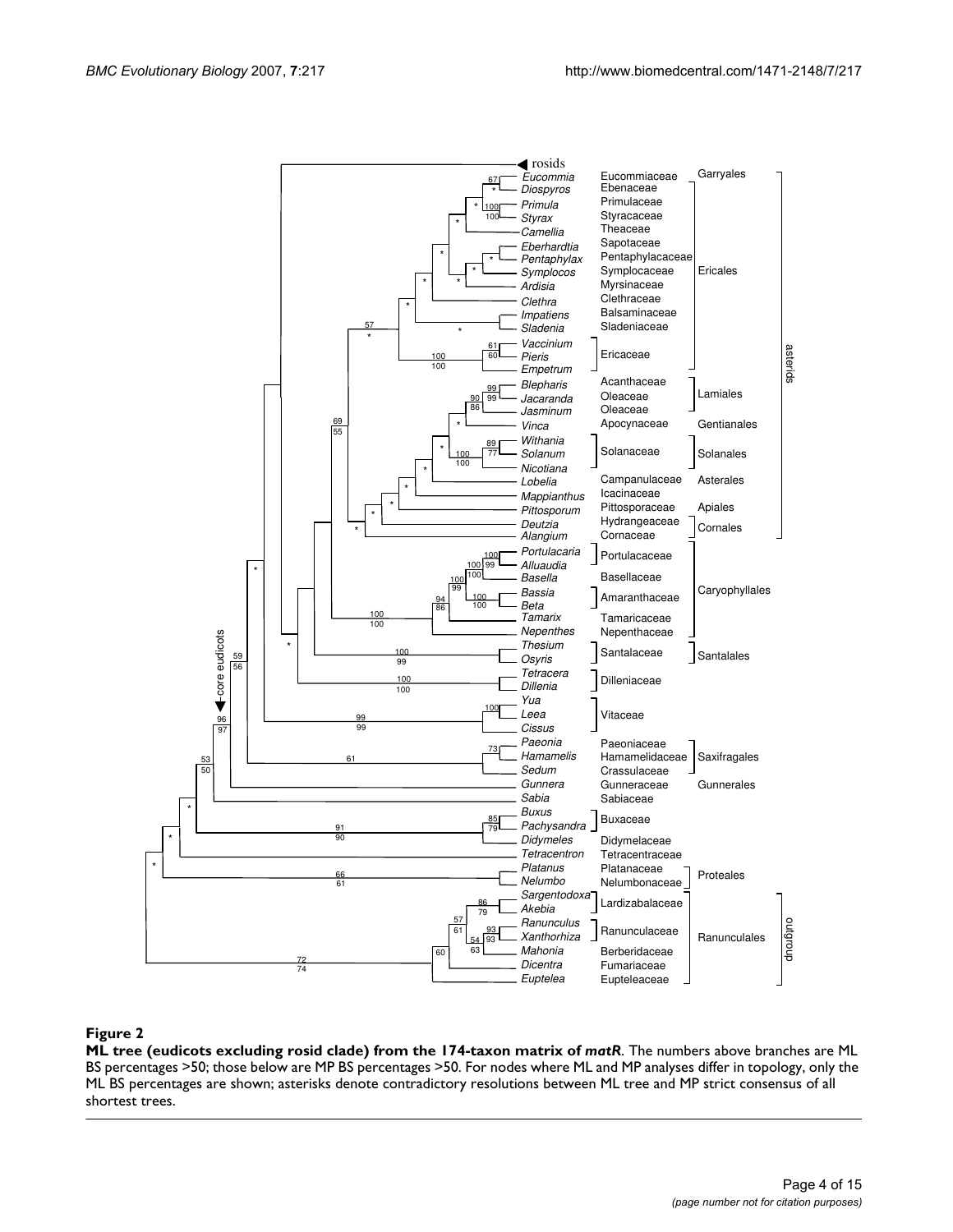**Figure 2**

**ML tree (eudicots excluding rosid clade) from the 174-taxon matrix of *matR*.** The numbers above branches are ML BS percentages >50; those below are MP BS percentages >50. For nodes where ML and MP analyses differ in topology, only the ML BS percentages are shown; asterisks denote contradictory resolutions between ML tree and MP strict consensus of all shortest trees.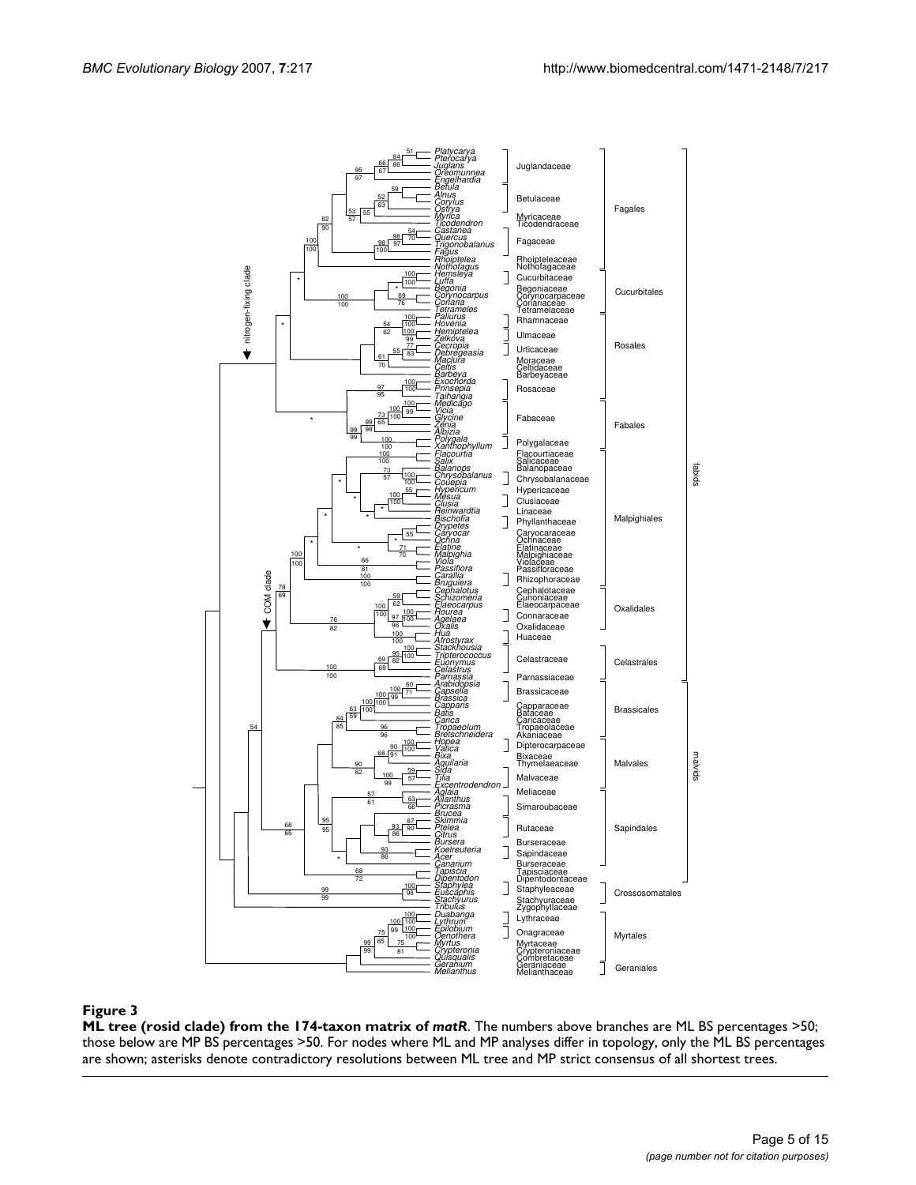**Figure 3**

**ML tree (rosid clade) from the 174-taxon matrix of *matR*.** The numbers above branches are ML BS percentages >50; those below are MP BS percentages >50. For nodes where ML and MP analyses differ in topology, only the ML BS percentages are shown; asterisks denote contradictory resolutions between ML tree and MP strict consensus of all shortest trees.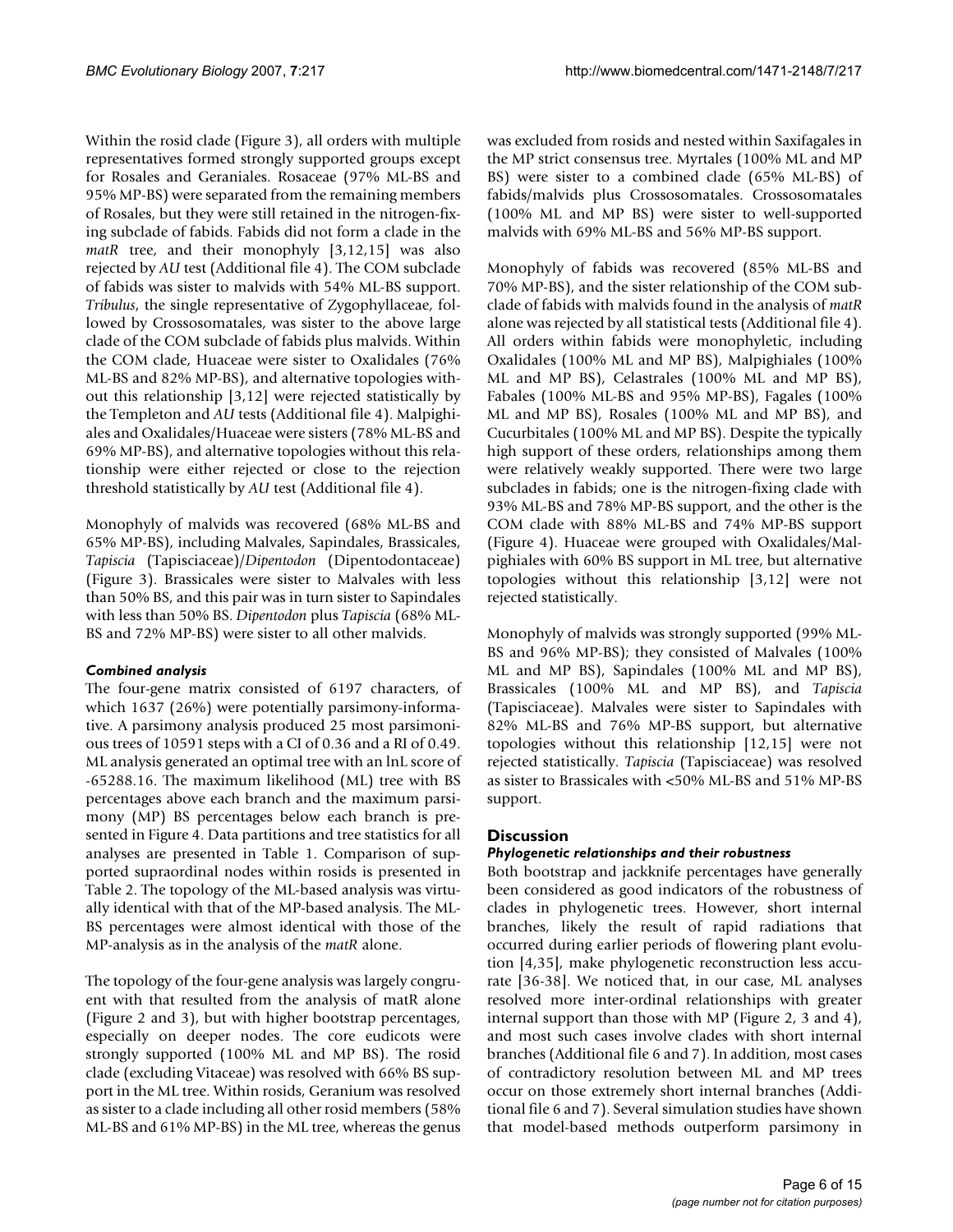Within the rosid clade (Figure 3), all orders with multiple representatives formed strongly supported groups except for Rosales and Geraniales. Rosaceae (97% ML-BS and 95% MP-BS) were separated from the remaining members of Rosales, but they were still retained in the nitrogen-fixing subclade of fabids. Fabids did not form a clade in the *matR* tree, and their monophyly [3,12,15] was also rejected by *AU* test (Additional file 4). The COM subclade of fabids was sister to malvids with 54% ML-BS support. *Tribulus*, the single representative of Zygophyllaceae, followed by Crossosomatales, was sister to the above large clade of the COM subclade of fabids plus malvids. Within the COM clade, Huaceae were sister to Oxalidales (76% ML-BS and 82% MP-BS), and alternative topologies without this relationship [3,12] were rejected statistically by the Templeton and *AU* tests (Additional file 4). Malpighiales and Oxalidales/Huaceae were sisters (78% ML-BS and 69% MP-BS), and alternative topologies without this relationship were either rejected or close to the rejection threshold statistically by *AU* test (Additional file 4).

Monophyly of malvids was recovered (68% ML-BS and 65% MP-BS), including Malvales, Sapindales, Brassicales, *Tapiscia* (Tapisciaceae)/*Dipentodon* (Dipentodontaceae) (Figure 3). Brassicales were sister to Malvales with less than 50% BS, and this pair was in turn sister to Sapindales with less than 50% BS. *Dipentodon* plus *Tapiscia* (68% ML-BS and 72% MP-BS) were sister to all other malvids.

### *Combined analysis*

The four-gene matrix consisted of 6197 characters, of which 1637 (26%) were potentially parsimony-informative. A parsimony analysis produced 25 most parsimonious trees of 10591 steps with a CI of 0.36 and a RI of 0.49. ML analysis generated an optimal tree with an lnL score of -65288.16. The maximum likelihood (ML) tree with BS percentages above each branch and the maximum parsimony (MP) BS percentages below each branch is presented in Figure 4. Data partitions and tree statistics for all analyses are presented in Table 1. Comparison of supported supraordinal nodes within rosids is presented in Table 2. The topology of the ML-based analysis was virtually identical with that of the MP-based analysis. The ML-BS percentages were almost identical with those of the MP-analysis as in the analysis of the *matR* alone.

The topology of the four-gene analysis was largely congruent with that resulted from the analysis of matR alone (Figure 2 and 3), but with higher bootstrap percentages, especially on deeper nodes. The core eudicots were strongly supported (100% ML and MP BS). The rosid clade (excluding Vitaceae) was resolved with 66% BS support in the ML tree. Within rosids, Geranium was resolved as sister to a clade including all other rosid members (58% ML-BS and 61% MP-BS) in the ML tree, whereas the genus was excluded from rosids and nested within Saxifagales in the MP strict consensus tree. Myrtales (100% ML and MP BS) were sister to a combined clade (65% ML-BS) of fabids/malvids plus Crossosomatales. Crossosomatales (100% ML and MP BS) were sister to well-supported malvids with 69% ML-BS and 56% MP-BS support.

Monophyly of fabids was recovered (85% ML-BS and 70% MP-BS), and the sister relationship of the COM subclade of fabids with malvids found in the analysis of *matR* alone was rejected by all statistical tests (Additional file 4). All orders within fabids were monophyletic, including Oxalidales (100% ML and MP BS), Malpighiales (100% ML and MP BS), Celastrales (100% ML and MP BS), Fabales (100% ML-BS and 95% MP-BS), Fagales (100% ML and MP BS), Rosales (100% ML and MP BS), and Cucurbitales (100% ML and MP BS). Despite the typically high support of these orders, relationships among them were relatively weakly supported. There were two large subclades in fabids; one is the nitrogen-fixing clade with 93% ML-BS and 78% MP-BS support, and the other is the COM clade with 88% ML-BS and 74% MP-BS support (Figure 4). Huaceae were grouped with Oxalidales/Malpighiales with 60% BS support in ML tree, but alternative topologies without this relationship [3,12] were not rejected statistically.

Monophyly of malvids was strongly supported (99% ML-BS and 96% MP-BS); they consisted of Malvales (100% ML and MP BS), Sapindales (100% ML and MP BS), Brassicales (100% ML and MP BS), and *Tapiscia* (Tapisciaceae). Malvales were sister to Sapindales with 82% ML-BS and 76% MP-BS support, but alternative topologies without this relationship [12,15] were not rejected statistically. *Tapiscia* (Tapisciaceae) was resolved as sister to Brassicales with <50% ML-BS and 51% MP-BS support.

## Discussion

### *Phylogenetic relationships and their robustness*

Both bootstrap and jackknife percentages have generally been considered as good indicators of the robustness of clades in phylogenetic trees. However, short internal branches, likely the result of rapid radiations that occurred during earlier periods of flowering plant evolution [4,35], make phylogenetic reconstruction less accurate [36-38]. We noticed that, in our case, ML analyses resolved more inter-ordinal relationships with greater internal support than those with MP (Figure 2, 3 and 4), and most such cases involve clades with short internal branches (Additional file 6 and 7). In addition, most cases of contradictory resolution between ML and MP trees occur on those extremely short internal branches (Additional file 6 and 7). Several simulation studies have shown that model-based methods outperform parsimony in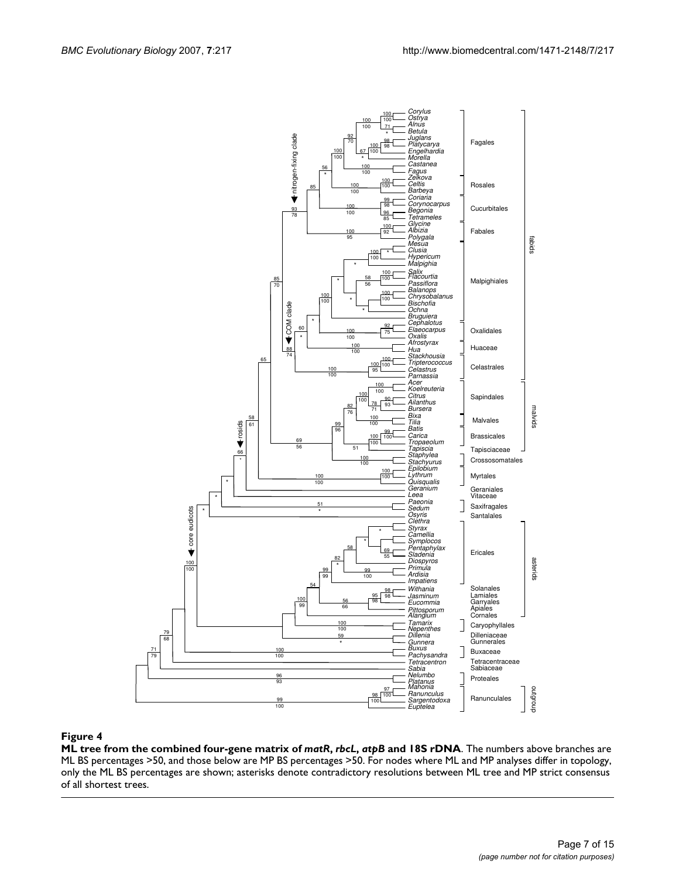#### Figure 4

**ML tree from the combined four-gene matrix of *matR*, *rbcL*, *atpB* and 18S rDNA**. The numbers above branches are ML BS percentages >50, and those below are MP BS percentages >50. For nodes where ML and MP analyses differ in topology, only the ML BS percentages are shown; asterisks denote contradictory resolutions between ML tree and MP strict consensus of all shortest trees.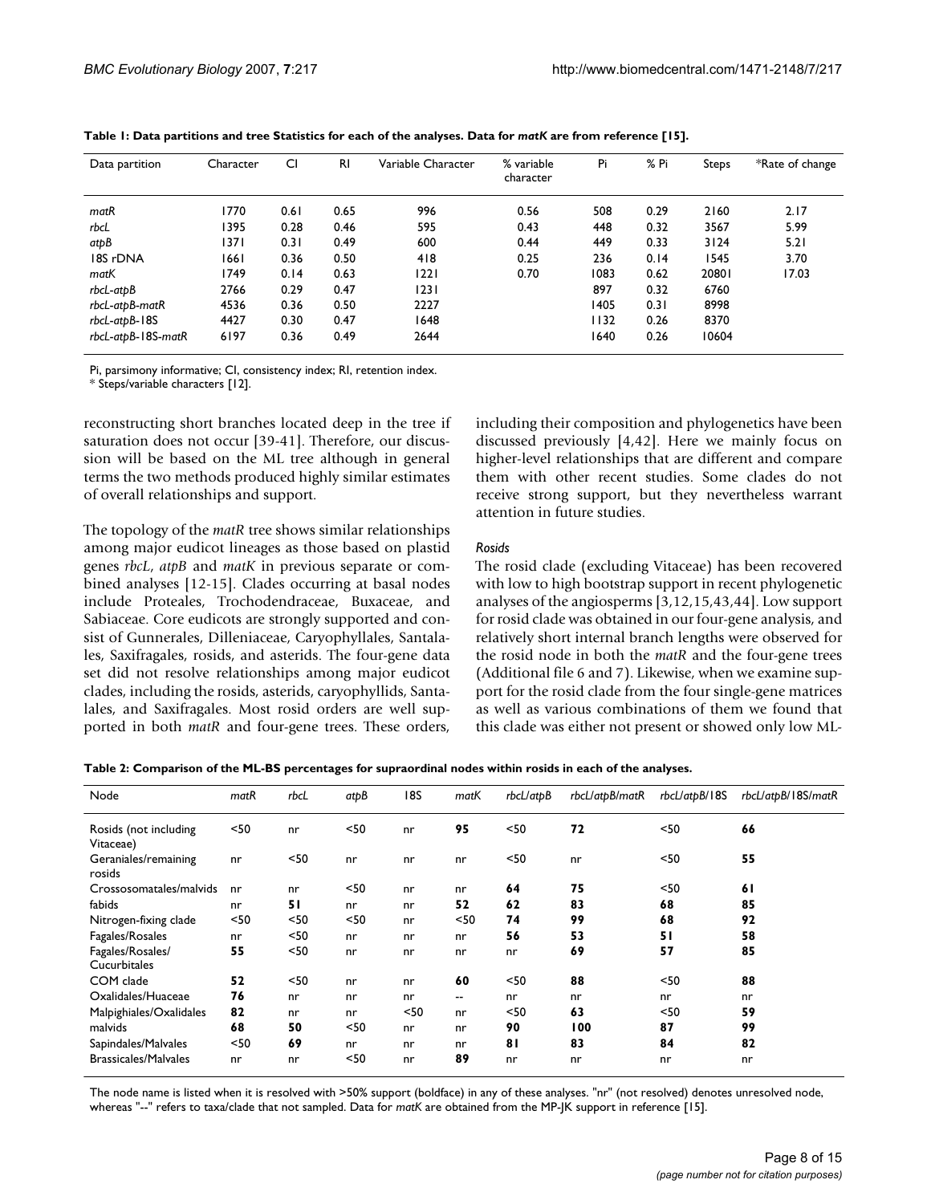**Table 1: Data partitions and tree Statistics for each of the analyses. Data for *matK* are from reference [15].**

| Data partition | Character | CI | RI | Variable Character | % variable character | Pi | % Pi | Steps | *Rate of change |
|---|---|---|---|---|---|---|---|---|---|
| *matR* | 1770 | 0.61 | 0.65 | 996 | 0.56 | 508 | 0.29 | 2160 | 2.17 |
| *rbcL* | 1395 | 0.28 | 0.46 | 595 | 0.43 | 448 | 0.32 | 3567 | 5.99 |
| *atpB* | 1371 | 0.31 | 0.49 | 600 | 0.44 | 449 | 0.33 | 3124 | 5.21 |
| 18S rDNA | 1661 | 0.36 | 0.50 | 418 | 0.25 | 236 | 0.14 | 1545 | 3.70 |
| *matK* | 1749 | 0.14 | 0.63 | 1221 | 0.70 | 1083 | 0.62 | 20801 | 17.03 |
| *rbcL-atpB* | 2766 | 0.29 | 0.47 | 1231 | | 897 | 0.32 | 6760 | |
| *rbcL-atpB-matR* | 4536 | 0.36 | 0.50 | 2227 | | 1405 | 0.31 | 8998 | |
| *rbcL-atpB-18S* | 4427 | 0.30 | 0.47 | 1648 | | 1132 | 0.26 | 8370 | |
| *rbcL-atpB-18S-matR* | 6197 | 0.36 | 0.49 | 2644 | | 1640 | 0.26 | 10604 | |

Pi, parsimony informative; CI, consistency index; RI, retention index.
* Steps/variable characters [12].

reconstructing short branches located deep in the tree if saturation does not occur [39-41]. Therefore, our discussion will be based on the ML tree although in general terms the two methods produced highly similar estimates of overall relationships and support.

The topology of the *matR* tree shows similar relationships among major eudicot lineages as those based on plastid genes *rbcL*, *atpB* and *matK* in previous separate or combined analyses [12-15]. Clades occurring at basal nodes include Proteales, Trochodendraceae, Buxaceae, and Sabiaceae. Core eudicots are strongly supported and consist of Gunnerales, Dilleniaceae, Caryophyllales, Santalales, Saxifragales, rosids, and asterids. The four-gene data set did not resolve relationships among major eudicot clades, including the rosids, asterids, caryophyllids, Santalales, and Saxifragales. Most rosid orders are well supported in both *matR* and four-gene trees. These orders, including their composition and phylogenetics have been discussed previously [4,42]. Here we mainly focus on higher-level relationships that are different and compare them with other recent studies. Some clades do not receive strong support, but they nevertheless warrant attention in future studies.

### *Rosids*

The rosid clade (excluding Vitaceae) has been recovered with low to high bootstrap support in recent phylogenetic analyses of the angiosperms [3,12,15,43,44]. Low support for rosid clade was obtained in our four-gene analysis, and relatively short internal branch lengths were observed for the rosid node in both the *matR* and the four-gene trees (Additional file 6 and 7). Likewise, when we examine support for the rosid clade from the four single-gene matrices as well as various combinations of them we found that this clade was either not present or showed only low ML-

**Table 2: Comparison of the ML-BS percentages for supraordinal nodes within rosids in each of the analyses.**

| Node | *matR* | *rbcL* | *atpB* | 18S | *matK* | *rbcL/atpB* | *rbcL/atpB/matR* | *rbcL/atpB/*18S | *rbcL/atpB/*18S/*matR* |
|---|---|---|---|---|---|---|---|---|---|
| Rosids (not including Vitaceae) | <50 | nr | <50 | nr | **95** | <50 | **72** | <50 | **66** |
| Geraniales/remaining rosids | nr | <50 | nr | nr | nr | <50 | nr | <50 | **55** |
| Crossosomatales/malvids | nr | nr | <50 | nr | nr | **64** | **75** | <50 | **61** |
| fabids | nr | **51** | nr | nr | **52** | **62** | **83** | **68** | **85** |
| Nitrogen-fixing clade | <50 | <50 | <50 | nr | <50 | **74** | **99** | **68** | **92** |
| Fagales/Rosales | nr | <50 | nr | nr | nr | **56** | **53** | **51** | **58** |
| Fagales/Rosales/ Cucurbitales | **55** | <50 | nr | nr | nr | nr | **69** | **57** | **85** |
| COM clade | **52** | <50 | nr | nr | **60** | <50 | **88** | <50 | **88** |
| Oxalidales/Huaceae | **76** | nr | nr | nr | -- | nr | nr | nr | nr |
| Malpighiales/Oxalidales | **82** | nr | nr | <50 | nr | <50 | **63** | <50 | **59** |
| malvids | **68** | **50** | <50 | nr | nr | **90** | **100** | **87** | **99** |
| Sapindales/Malvales | <50 | **69** | nr | nr | nr | **81** | **83** | **84** | **82** |
| Brassicales/Malvales | nr | nr | <50 | nr | **89** | nr | nr | nr | nr |

The node name is listed when it is resolved with >50% support (boldface) in any of these analyses. "nr" (not resolved) denotes unresolved node, whereas "--" refers to taxa/clade that not sampled. Data for *matK* are obtained from the MP-JK support in reference [15].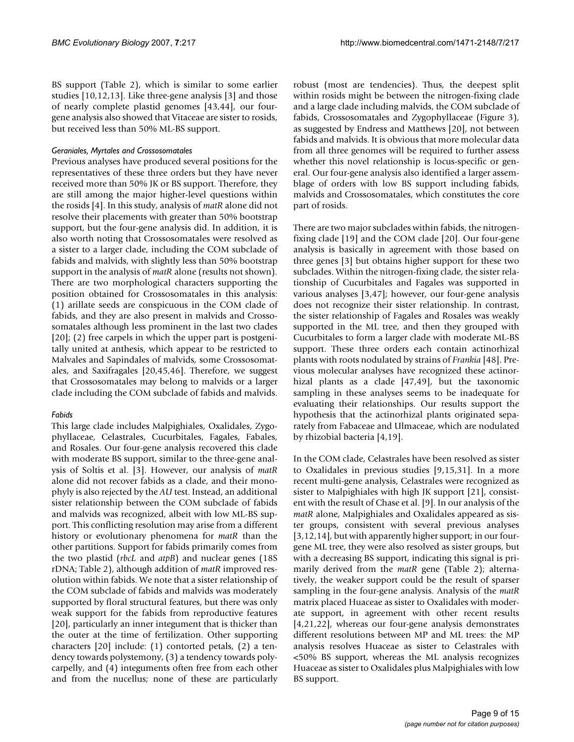BS support (Table 2), which is similar to some earlier studies [10,12,13]. Like three-gene analysis [3] and those of nearly complete plastid genomes [43,44], our four-gene analysis also showed that Vitaceae are sister to rosids, but received less than 50% ML-BS support.

### *Geraniales, Myrtales and Crossosomatales*

Previous analyses have produced several positions for the representatives of these three orders but they have never received more than 50% JK or BS support. Therefore, they are still among the major higher-level questions within the rosids [4]. In this study, analysis of *matR* alone did not resolve their placements with greater than 50% bootstrap support, but the four-gene analysis did. In addition, it is also worth noting that Crossosomatales were resolved as a sister to a larger clade, including the COM subclade of fabids and malvids, with slightly less than 50% bootstrap support in the analysis of *matR* alone (results not shown). There are two morphological characters supporting the position obtained for Crossosomatales in this analysis: (1) arillate seeds are conspicuous in the COM clade of fabids, and they are also present in malvids and Crossosomatales although less prominent in the last two clades [20]; (2) free carpels in which the upper part is postgenitally united at anthesis, which appear to be restricted to Malvales and Sapindales of malvids, some Crossosomatales, and Saxifragales [20,45,46]. Therefore, we suggest that Crossosomatales may belong to malvids or a larger clade including the COM subclade of fabids and malvids.

### *Fabids*

This large clade includes Malpighiales, Oxalidales, Zygophyllaceae, Celastrales, Cucurbitales, Fagales, Fabales, and Rosales. Our four-gene analysis recovered this clade with moderate BS support, similar to the three-gene analysis of Soltis et al. [3]. However, our analysis of *matR* alone did not recover fabids as a clade, and their monophyly is also rejected by the *AU* test. Instead, an additional sister relationship between the COM subclade of fabids and malvids was recognized, albeit with low ML-BS support. This conflicting resolution may arise from a different history or evolutionary phenomena for *matR* than the other partitions. Support for fabids primarily comes from the two plastid (*rbcL* and *atpB*) and nuclear genes (18S rDNA; Table 2), although addition of *matR* improved resolution within fabids. We note that a sister relationship of the COM subclade of fabids and malvids was moderately supported by floral structural features, but there was only weak support for the fabids from reproductive features [20], particularly an inner integument that is thicker than the outer at the time of fertilization. Other supporting characters [20] include: (1) contorted petals, (2) a tendency towards polystemony, (3) a tendency towards polycarpelly, and (4) integuments often free from each other and from the nucellus; none of these are particularly robust (most are tendencies). Thus, the deepest split within rosids might be between the nitrogen-fixing clade and a large clade including malvids, the COM subclade of fabids, Crossosomatales and Zygophyllaceae (Figure 3), as suggested by Endress and Matthews [20], not between fabids and malvids. It is obvious that more molecular data from all three genomes will be required to further assess whether this novel relationship is locus-specific or general. Our four-gene analysis also identified a larger assemblage of orders with low BS support including fabids, malvids and Crossosomatales, which constitutes the core part of rosids.

There are two major subclades within fabids, the nitrogen-fixing clade [19] and the COM clade [20]. Our four-gene analysis is basically in agreement with those based on three genes [3] but obtains higher support for these two subclades. Within the nitrogen-fixing clade, the sister relationship of Cucurbitales and Fagales was supported in various analyses [3,47]; however, our four-gene analysis does not recognize their sister relationship. In contrast, the sister relationship of Fagales and Rosales was weakly supported in the ML tree, and then they grouped with Cucurbitales to form a larger clade with moderate ML-BS support. These three orders each contain actinorhizal plants with roots nodulated by strains of *Frankia* [48]. Previous molecular analyses have recognized these actinorhizal plants as a clade [47,49], but the taxonomic sampling in these analyses seems to be inadequate for evaluating their relationships. Our results support the hypothesis that the actinorhizal plants originated separately from Fabaceae and Ulmaceae, which are nodulated by rhizobial bacteria [4,19].

In the COM clade, Celastrales have been resolved as sister to Oxalidales in previous studies [9,15,31]. In a more recent multi-gene analysis, Celastrales were recognized as sister to Malpighiales with high JK support [21], consistent with the result of Chase et al. [9]. In our analysis of the *matR* alone, Malpighiales and Oxalidales appeared as sister groups, consistent with several previous analyses [3,12,14], but with apparently higher support; in our four-gene ML tree, they were also resolved as sister groups, but with a decreasing BS support, indicating this signal is primarily derived from the *matR* gene (Table 2); alternatively, the weaker support could be the result of sparser sampling in the four-gene analysis. Analysis of the *matR* matrix placed Huaceae as sister to Oxalidales with moderate support, in agreement with other recent results [4,21,22], whereas our four-gene analysis demonstrates different resolutions between MP and ML trees: the MP analysis resolves Huaceae as sister to Celastrales with <50% BS support, whereas the ML analysis recognizes Huaceae as sister to Oxalidales plus Malpighiales with low BS support.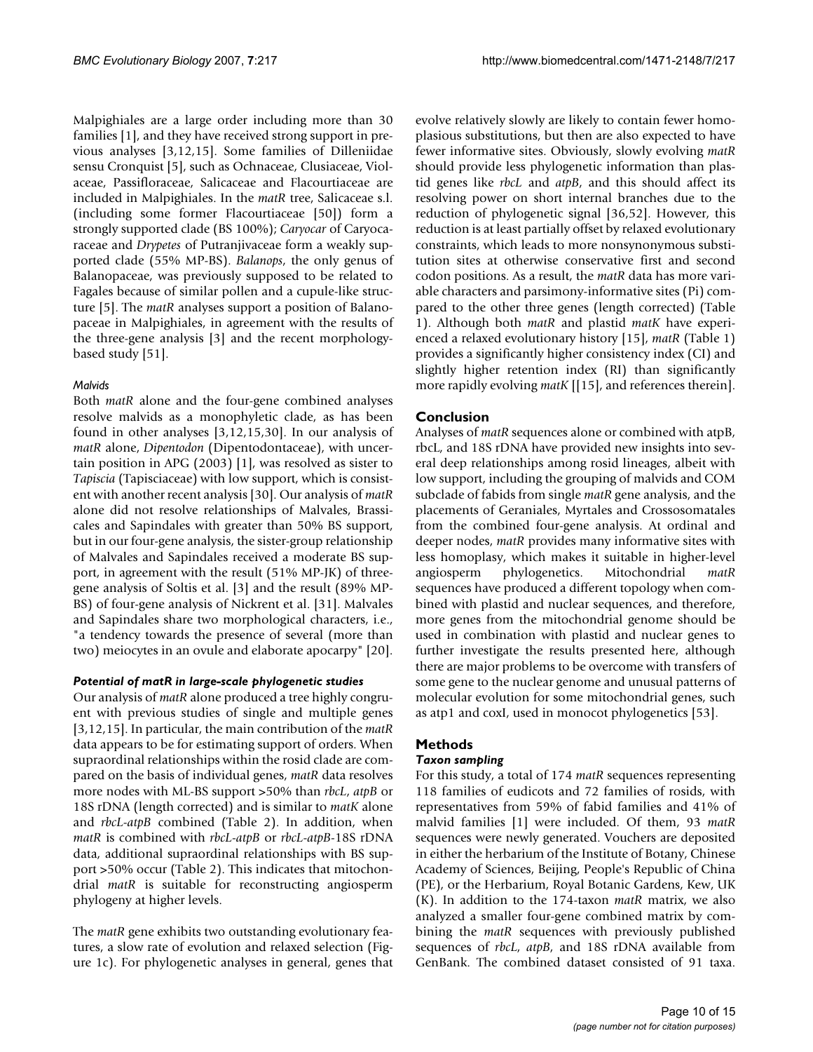Malpighiales are a large order including more than 30 families [1], and they have received strong support in previous analyses [3,12,15]. Some families of Dilleniidae sensu Cronquist [5], such as Ochnaceae, Clusiaceae, Violaceae, Passifloraceae, Salicaceae and Flacourtiaceae are included in Malpighiales. In the *matR* tree, Salicaceae s.l. (including some former Flacourtiaceae [50]) form a strongly supported clade (BS 100%); *Caryocar* of Caryocaraceae and *Drypetes* of Putranjivaceae form a weakly supported clade (55% MP-BS). *Balanops*, the only genus of Balanopaceae, was previously supposed to be related to Fagales because of similar pollen and a cupule-like structure [5]. The *matR* analyses support a position of Balanopaceae in Malpighiales, in agreement with the results of the three-gene analysis [3] and the recent morphology-based study [51].

#### *Malvids*

Both *matR* alone and the four-gene combined analyses resolve malvids as a monophyletic clade, as has been found in other analyses [3,12,15,30]. In our analysis of *matR* alone, *Dipentodon* (Dipentodontaceae), with uncertain position in APG (2003) [1], was resolved as sister to *Tapiscia* (Tapisciaceae) with low support, which is consistent with another recent analysis [30]. Our analysis of *matR* alone did not resolve relationships of Malvales, Brassicales and Sapindales with greater than 50% BS support, but in our four-gene analysis, the sister-group relationship of Malvales and Sapindales received a moderate BS support, in agreement with the result (51% MP-JK) of three-gene analysis of Soltis et al. [3] and the result (89% MP-BS) of four-gene analysis of Nickrent et al. [31]. Malvales and Sapindales share two morphological characters, i.e., "a tendency towards the presence of several (more than two) meiocytes in an ovule and elaborate apocarpy" [20].

### *Potential of matR in large-scale phylogenetic studies*

Our analysis of *matR* alone produced a tree highly congruent with previous studies of single and multiple genes [3,12,15]. In particular, the main contribution of the *matR* data appears to be for estimating support of orders. When supraordinal relationships within the rosid clade are compared on the basis of individual genes, *matR* data resolves more nodes with ML-BS support >50% than *rbcL*, *atpB* or 18S rDNA (length corrected) and is similar to *matK* alone and *rbcL-atpB* combined (Table 2). In addition, when *matR* is combined with *rbcL-atpB* or *rbcL-atpB*-18S rDNA data, additional supraordinal relationships with BS support >50% occur (Table 2). This indicates that mitochondrial *matR* is suitable for reconstructing angiosperm phylogeny at higher levels.

The *matR* gene exhibits two outstanding evolutionary features, a slow rate of evolution and relaxed selection (Figure 1c). For phylogenetic analyses in general, genes that evolve relatively slowly are likely to contain fewer homoplasious substitutions, but then are also expected to have fewer informative sites. Obviously, slowly evolving *matR* should provide less phylogenetic information than plastid genes like *rbcL* and *atpB*, and this should affect its resolving power on short internal branches due to the reduction of phylogenetic signal [36,52]. However, this reduction is at least partially offset by relaxed evolutionary constraints, which leads to more nonsynonymous substitution sites at otherwise conservative first and second codon positions. As a result, the *matR* data has more variable characters and parsimony-informative sites (Pi) compared to the other three genes (length corrected) (Table 1). Although both *matR* and plastid *matK* have experienced a relaxed evolutionary history [15], *matR* (Table 1) provides a significantly higher consistency index (CI) and slightly higher retention index (RI) than significantly more rapidly evolving *matK* [[15], and references therein].

## Conclusion

Analyses of *matR* sequences alone or combined with atpB, rbcL, and 18S rDNA have provided new insights into several deep relationships among rosid lineages, albeit with low support, including the grouping of malvids and COM subclade of fabids from single *matR* gene analysis, and the placements of Geraniales, Myrtales and Crossosomatales from the combined four-gene analysis. At ordinal and deeper nodes, *matR* provides many informative sites with less homoplasy, which makes it suitable in higher-level angiosperm phylogenetics. Mitochondrial *matR* sequences have produced a different topology when combined with plastid and nuclear sequences, and therefore, more genes from the mitochondrial genome should be used in combination with plastid and nuclear genes to further investigate the results presented here, although there are major problems to be overcome with transfers of some gene to the nuclear genome and unusual patterns of molecular evolution for some mitochondrial genes, such as atp1 and coxI, used in monocot phylogenetics [53].

## Methods

### *Taxon sampling*

For this study, a total of 174 *matR* sequences representing 118 families of eudicots and 72 families of rosids, with representatives from 59% of fabid families and 41% of malvid families [1] were included. Of them, 93 *matR* sequences were newly generated. Vouchers are deposited in either the herbarium of the Institute of Botany, Chinese Academy of Sciences, Beijing, People's Republic of China (PE), or the Herbarium, Royal Botanic Gardens, Kew, UK (K). In addition to the 174-taxon *matR* matrix, we also analyzed a smaller four-gene combined matrix by combining the *matR* sequences with previously published sequences of *rbcL*, *atpB*, and 18S rDNA available from GenBank. The combined dataset consisted of 91 taxa.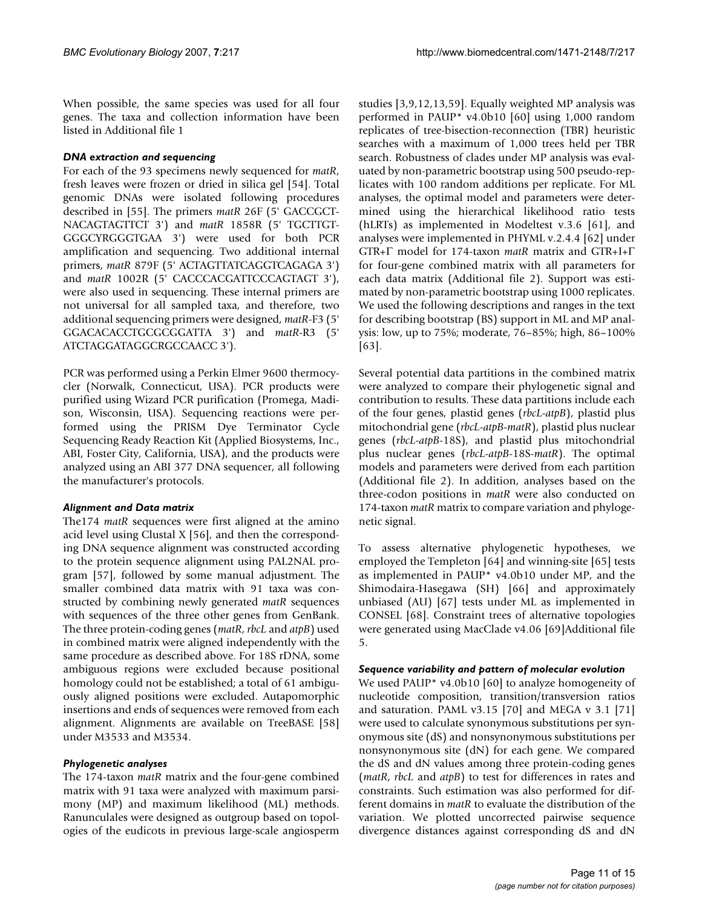When possible, the same species was used for all four genes. The taxa and collection information have been listed in Additional file 1

### *DNA extraction and sequencing*

For each of the 93 specimens newly sequenced for *matR*, fresh leaves were frozen or dried in silica gel [54]. Total genomic DNAs were isolated following procedures described in [55]. The primers *matR* 26F (5' GACCGCT-NACAGTAGTTCT 3') and *matR* 1858R (5' TGCTTGT-GGGCYRGGGTGAA 3') were used for both PCR amplification and sequencing. Two additional internal primers, *matR* 879F (5' ACTAGTTATCAGGTCAGAGA 3') and *matR* 1002R (5' CACCCACGATTCCCAGTAGT 3'), were also used in sequencing. These internal primers are not universal for all sampled taxa, and therefore, two additional sequencing primers were designed, *matR*-F3 (5' GGACACACCTGCGCGGATTA 3') and *matR*-R3 (5' ATCTAGGATAGGCRGCCAACC 3').

PCR was performed using a Perkin Elmer 9600 thermocycler (Norwalk, Connecticut, USA). PCR products were purified using Wizard PCR purification (Promega, Madison, Wisconsin, USA). Sequencing reactions were performed using the PRISM Dye Terminator Cycle Sequencing Ready Reaction Kit (Applied Biosystems, Inc., ABI, Foster City, California, USA), and the products were analyzed using an ABI 377 DNA sequencer, all following the manufacturer's protocols.

### *Alignment and Data matrix*

The174 *matR* sequences were first aligned at the amino acid level using Clustal X [56], and then the corresponding DNA sequence alignment was constructed according to the protein sequence alignment using PAL2NAL program [57], followed by some manual adjustment. The smaller combined data matrix with 91 taxa was constructed by combining newly generated *matR* sequences with sequences of the three other genes from GenBank. The three protein-coding genes (*matR*, *rbcL* and *atpB*) used in combined matrix were aligned independently with the same procedure as described above. For 18S rDNA, some ambiguous regions were excluded because positional homology could not be established; a total of 61 ambiguously aligned positions were excluded. Autapomorphic insertions and ends of sequences were removed from each alignment. Alignments are available on TreeBASE [58] under M3533 and M3534.

### *Phylogenetic analyses*

The 174-taxon *matR* matrix and the four-gene combined matrix with 91 taxa were analyzed with maximum parsimony (MP) and maximum likelihood (ML) methods. Ranunculales were designed as outgroup based on topologies of the eudicots in previous large-scale angiosperm studies [3,9,12,13,59]. Equally weighted MP analysis was performed in PAUP* v4.0b10 [60] using 1,000 random replicates of tree-bisection-reconnection (TBR) heuristic searches with a maximum of 1,000 trees held per TBR search. Robustness of clades under MP analysis was evaluated by non-parametric bootstrap using 500 pseudo-replicates with 100 random additions per replicate. For ML analyses, the optimal model and parameters were determined using the hierarchical likelihood ratio tests (hLRTs) as implemented in Modeltest v.3.6 [61], and analyses were implemented in PHYML v.2.4.4 [62] under GTR+Γ model for 174-taxon *matR* matrix and GTR+I+Γ for four-gene combined matrix with all parameters for each data matrix (Additional file 2). Support was estimated by non-parametric bootstrap using 1000 replicates. We used the following descriptions and ranges in the text for describing bootstrap (BS) support in ML and MP analysis: low, up to 75%; moderate, 76–85%; high, 86–100% [63].

Several potential data partitions in the combined matrix were analyzed to compare their phylogenetic signal and contribution to results. These data partitions include each of the four genes, plastid genes (*rbcL-atpB*), plastid plus mitochondrial gene (*rbcL-atpB-matR*), plastid plus nuclear genes (*rbcL-atpB*-18S), and plastid plus mitochondrial plus nuclear genes (*rbcL-atpB*-18S-*matR*). The optimal models and parameters were derived from each partition (Additional file 2). In addition, analyses based on the three-codon positions in *matR* were also conducted on 174-taxon *matR* matrix to compare variation and phylogenetic signal.

To assess alternative phylogenetic hypotheses, we employed the Templeton [64] and winning-site [65] tests as implemented in PAUP* v4.0b10 under MP, and the Shimodaira-Hasegawa (SH) [66] and approximately unbiased (AU) [67] tests under ML as implemented in CONSEL [68]. Constraint trees of alternative topologies were generated using MacClade v4.06 [69]Additional file 5.

### *Sequence variability and pattern of molecular evolution*

We used PAUP* v4.0b10 [60] to analyze homogeneity of nucleotide composition, transition/transversion ratios and saturation. PAML v3.15 [70] and MEGA v 3.1 [71] were used to calculate synonymous substitutions per synonymous site (dS) and nonsynonymous substitutions per nonsynonymous site (dN) for each gene. We compared the dS and dN values among three protein-coding genes (*matR*, *rbcL* and *atpB*) to test for differences in rates and constraints. Such estimation was also performed for different domains in *matR* to evaluate the distribution of the variation. We plotted uncorrected pairwise sequence divergence distances against corresponding dS and dN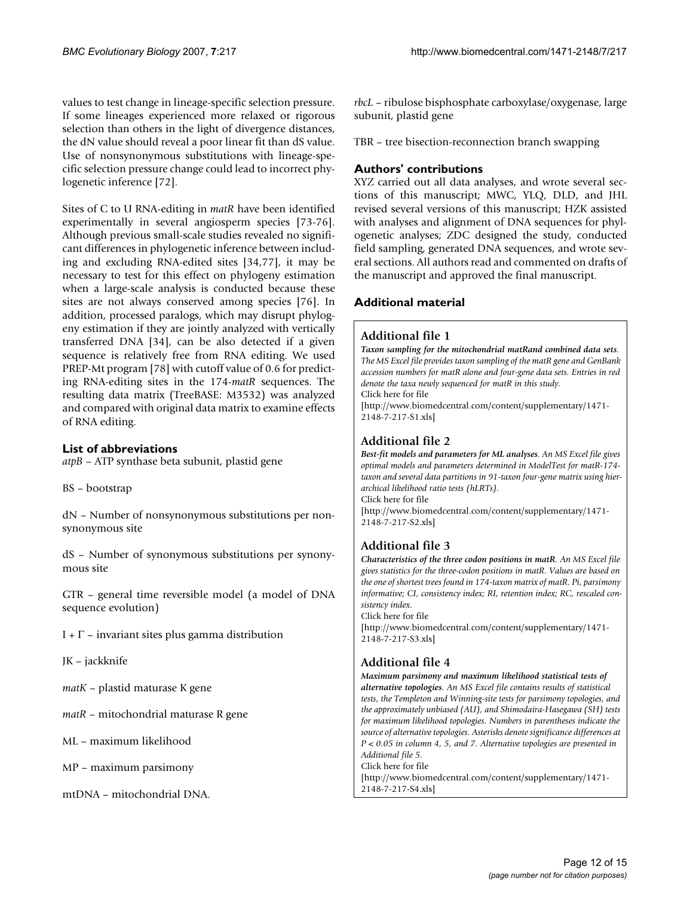values to test change in lineage-specific selection pressure. If some lineages experienced more relaxed or rigorous selection than others in the light of divergence distances, the dN value should reveal a poor linear fit than dS value. Use of nonsynonymous substitutions with lineage-specific selection pressure change could lead to incorrect phylogenetic inference [72].

Sites of C to U RNA-editing in *matR* have been identified experimentally in several angiosperm species [73-76]. Although previous small-scale studies revealed no significant differences in phylogenetic inference between including and excluding RNA-edited sites [34,77], it may be necessary to test for this effect on phylogeny estimation when a large-scale analysis is conducted because these sites are not always conserved among species [76]. In addition, processed paralogs, which may disrupt phylogeny estimation if they are jointly analyzed with vertically transferred DNA [34], can be also detected if a given sequence is relatively free from RNA editing. We used PREP-Mt program [78] with cutoff value of 0.6 for predicting RNA-editing sites in the 174-*matR* sequences. The resulting data matrix (TreeBASE: M3532) was analyzed and compared with original data matrix to examine effects of RNA editing.

## List of abbreviations

*atpB* – ATP synthase beta subunit, plastid gene

BS – bootstrap

dN – Number of nonsynonymous substitutions per nonsynonymous site

dS – Number of synonymous substitutions per synonymous site

GTR – general time reversible model (a model of DNA sequence evolution)

I + Γ – invariant sites plus gamma distribution

JK – jackknife

*matK* – plastid maturase K gene

*matR* – mitochondrial maturase R gene

ML – maximum likelihood

MP – maximum parsimony

mtDNA – mitochondrial DNA.

*rbcL* – ribulose bisphosphate carboxylase/oxygenase, large subunit, plastid gene

TBR – tree bisection-reconnection branch swapping

## Authors' contributions

XYZ carried out all data analyses, and wrote several sections of this manuscript; MWC, YLQ, DLD, and JHL revised several versions of this manuscript; HZK assisted with analyses and alignment of DNA sequences for phylogenetic analyses; ZDC designed the study, conducted field sampling, generated DNA sequences, and wrote several sections. All authors read and commented on drafts of the manuscript and approved the final manuscript.

## Additional material

### Additional file 1

***Taxon sampling for the mitochondrial matRand combined data sets.*** *The MS Excel file provides taxon sampling of the matR gene and GenBank accession numbers for matR alone and four-gene data sets. Entries in red denote the taxa newly sequenced for matR in this study.*
Click here for file
[http://www.biomedcentral.com/content/supplementary/1471-2148-7-217-S1.xls]

### Additional file 2

***Best-fit models and parameters for ML analyses.*** *An MS Excel file gives optimal models and parameters determined in ModelTest for matR-174-taxon and several data partitions in 91-taxon four-gene matrix using hierarchical likelihood ratio tests (hLRTs).*
Click here for file
[http://www.biomedcentral.com/content/supplementary/1471-2148-7-217-S2.xls]

### Additional file 3

***Characteristics of the three codon positions in matR.*** *An MS Excel file gives statistics for the three-codon positions in matR. Values are based on the one of shortest trees found in 174-taxon matrix of matR. Pi, parsimony informative; CI, consistency index; RI, retention index; RC, rescaled consistency index.*
Click here for file
[http://www.biomedcentral.com/content/supplementary/1471-2148-7-217-S3.xls]

### Additional file 4

***Maximum parsimony and maximum likelihood statistical tests of alternative topologies.*** *An MS Excel file contains results of statistical tests, the Templeton and Winning-site tests for parsimony topologies, and the approximately unbiased (AU), and Shimodaira-Hasegawa (SH) tests for maximum likelihood topologies. Numbers in parentheses indicate the source of alternative topologies. Asterisks denote significance differences at P < 0.05 in column 4, 5, and 7. Alternative topologies are presented in Additional file 5.*
Click here for file
[http://www.biomedcentral.com/content/supplementary/1471-2148-7-217-S4.xls]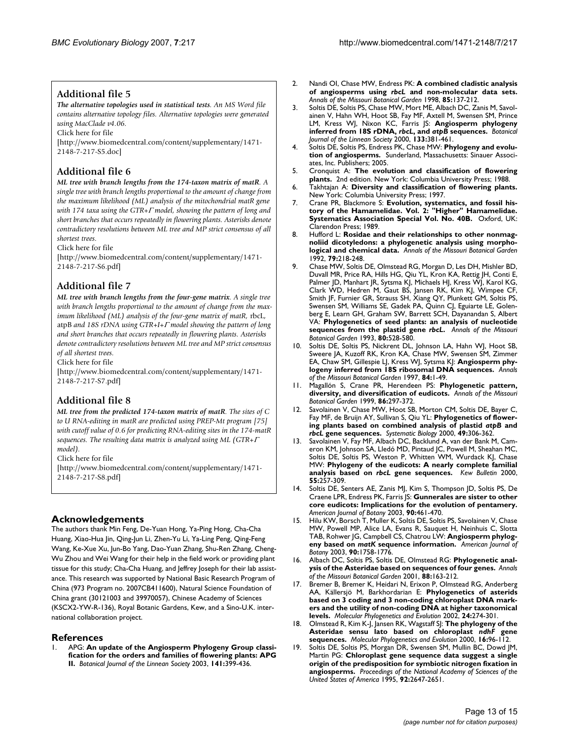## Additional file 5

***The alternative topologies used in statistical tests****. An MS Word file contains alternative topology files. Alternative topologies were generated using MacClade v4.06.*

Click here for file

[http://www.biomedcentral.com/content/supplementary/1471-2148-7-217-S5.doc]

## Additional file 6

***ML tree with branch lengths from the 174-taxon matrix of matR****. A single tree with branch lengths proportional to the amount of change from the maximum likelihood (ML) analysis of the mitochondrial matR gene with 174 taxa using the GTR+Γ model, showing the pattern of long and short branches that occurs repeatedly in flowering plants. Asterisks denote contradictory resolutions between ML tree and MP strict consensus of all shortest trees.*

Click here for file

[http://www.biomedcentral.com/content/supplementary/1471-2148-7-217-S6.pdf]

## Additional file 7

***ML tree with branch lengths from the four-gene matrix****. A single tree with branch lengths proportional to the amount of change from the maximum likelihood (ML) analysis of the four-gene matrix of matR,* rbcL*,* atpB *and 18S rDNA using GTR+I+Γ model showing the pattern of long and short branches that occurs repeatedly in flowering plants. Asterisks denote contradictory resolutions between ML tree and MP strict consensus of all shortest trees.*

Click here for file

[http://www.biomedcentral.com/content/supplementary/1471-2148-7-217-S7.pdf]

## Additional file 8

***ML tree from the predicted 174-taxon matrix of matR****. The sites of C to U RNA-editing in matR are predicted using PREP-Mt program [75] with cutoff value of 0.6 for predicting RNA-editing sites in the 174-matR sequences. The resulting data matrix is analyzed using ML (GTR+Γ model).*

Click here for file

[http://www.biomedcentral.com/content/supplementary/1471-2148-7-217-S8.pdf]

## Acknowledgements

The authors thank Min Feng, De-Yuan Hong, Ya-Ping Hong, Cha-Cha Huang, Xiao-Hua Jin, Qing-Jun Li, Zhen-Yu Li, Ya-Ling Peng, Qing-Feng Wang, Ke-Xue Xu, Jun-Bo Yang, Dao-Yuan Zhang, Shu-Ren Zhang, Cheng-Wu Zhou and Wei Wang for their help in the field work or providing plant tissue for this study; Cha-Cha Huang, and Jeffrey Joseph for their lab assistance. This research was supported by National Basic Research Program of China (973 Program no. 2007CB411600), Natural Science Foundation of China grant (30121003 and 39970057), Chinese Academy of Sciences (KSCX2-YW-R-136), Royal Botanic Gardens, Kew, and a Sino-U.K. international collaboration project.

## References

1. APG: **An update of the Angiosperm Phylogeny Group classification for the orders and families of flowering plants: APG II.** *Botanical Journal of the Linnean Society* 2003, **141:**399-436.
2. Nandi OI, Chase MW, Endress PK: **A combined cladistic analysis of angiosperms using** ***rbcL*** **and non-molecular data sets.** *Annals of the Missouri Botanical Garden* 1998, **85:**137-212.
3. Soltis DE, Soltis PS, Chase MW, Mort ME, Albach DC, Zanis M, Savolainen V, Hahn WH, Hoot SB, Fay MF, Axtell M, Swensen SM, Prince LM, Kress WJ, Nixon KC, Farris JS: **Angiosperm phylogeny inferred from 18S rDNA,** ***rbcL*****, and** ***atpB*** **sequences.** *Botanical Journal of the Linnean Society* 2000, **133:**381-461.
4. Soltis DE, Soltis PS, Endress PK, Chase MW: **Phylogeny and evolution of angiosperms.** Sunderland, Massachusetts: Sinauer Associates, Inc. Publishers; 2005.
5. Cronquist A: **The evolution and classification of flowering plants.** 2nd edition. New York: Columbia University Press; 1988.
6. Takhtajan A: **Diversity and classification of flowering plants.** New York: Columbia University Press; 1997.
7. Crane PR, Blackmore S: **Evolution, systematics, and fossil history of the Hamamelidae. Vol. 2: "Higher" Hamamelidae. Systematics Association Special Vol. No. 40B.** Oxford, UK: Clarendon Press; 1989.
8. Hufford L: **Rosidae and their relationships to other nonmagnoliid dicotyledons: a phylogenetic analysis using morphological and chemical data.** *Annals of the Missouri Botanical Garden* 1992, **79:**218-248.
9. Chase MW, Soltis DE, Olmstead RG, Morgan D, Les DH, Mishler BD, Duvall MR, Price RA, Hills HG, Qiu YL, Kron KA, Rettig JH, Conti E, Palmer JD, Manhart JR, Sytsma KJ, Michaels HJ, Kress WJ, Karol KG, Clark WD, Hedren M, Gaut BS, Jansen RK, Kim KJ, Wimpee CF, Smith JF, Furnier GR, Strauss SH, Xiang QY, Plunkett GM, Soltis PS, Swensen SM, Williams SE, Gadek PA, Quinn CJ, Eguiarte LE, Golenberg E, Learn GH, Graham SW, Barrett SCH, Dayanandan S, Albert VA: **Phylogenetics of seed plants: an analysis of nucleotide sequences from the plastid gene** ***rbcL*****.** *Annals of the Missouri Botanical Garden* 1993, **80:**528-580.
10. Soltis DE, Soltis PS, Nickrent DL, Johnson LA, Hahn WJ, Hoot SB, Sweere JA, Kuzoff RK, Kron KA, Chase MW, Swensen SM, Zimmer EA, Chaw SM, Gillespie LJ, Kress WJ, Sytsma KJ: **Angiosperm phylogeny inferred from 18S ribosomal DNA sequences.** *Annals of the Missouri Botanical Garden* 1997, **84:**1-49.
11. Magallón S, Crane PR, Herendeen PS: **Phylogenetic pattern, diversity, and diversification of eudicots.** *Annals of the Missouri Botanical Garden* 1999, **86:**297-372.
12. Savolainen V, Chase MW, Hoot SB, Morton CM, Soltis DE, Bayer C, Fay MF, de Bruijn AY, Sullivan S, Qiu YL: **Phylogenetics of flowering plants based on combined analysis of plastid** ***atpB*** **and** ***rbcL*** **gene sequences.** *Systematic Biology* 2000, **49:**306-362.
13. Savolainen V, Fay MF, Albach DC, Backlund A, van der Bank M, Cameron KM, Johnson SA, Lledó MD, Pintaud JC, Powell M, Sheahan MC, Soltis DE, Soltis PS, Weston P, Whitten WM, Wurdack KJ, Chase MW: **Phylogeny of the eudicots: A nearly complete familial analysis based on** ***rbcL*** **gene sequences.** *Kew Bulletin* 2000, **55:**257-309.
14. Soltis DE, Senters AE, Zanis MJ, Kim S, Thompson JD, Soltis PS, De Craene LPR, Endress PK, Farris JS: **Gunnerales are sister to other core eudicots: Implications for the evolution of pentamery.** *American Journal of Botany* 2003, **90:**461-470.
15. Hilu KW, Borsch T, Muller K, Soltis DE, Soltis PS, Savolainen V, Chase MW, Powell MP, Alice LA, Evans R, Sauquet H, Neinhuis C, Slotta TAB, Rohwer JG, Campbell CS, Chatrou LW: **Angiosperm phylogeny based on** ***matK*** **sequence information.** *American Journal of Botany* 2003, **90:**1758-1776.
16. Albach DC, Soltis PS, Soltis DE, Olmstead RG: **Phylogenetic analysis of the Asteridae based on sequences of four genes.** *Annals of the Missouri Botanical Garden* 2001, **88:**163-212.
17. Bremer B, Bremer K, Heidari N, Erixon P, Olmstead RG, Anderberg AA, Källersjö M, Barkhordarian E: **Phylogenetics of asterids based on 3 coding and 3 non-coding chloroplast DNA markers and the utility of non-coding DNA at higher taxonomical levels.** *Molecular Phylogenetics and Evolution* 2002, **24:**274-301.
18. Olmstead R, Kim K-J, Jansen RK, Wagstaff SJ: **The phylogeny of the Asteridae sensu lato based on chloroplast** ***ndhF*** **gene sequences.** *Molecular Phylogenetics and Evolution* 2000, **16:**96-112.
19. Soltis DE, Soltis PS, Morgan DR, Swensen SM, Mullin BC, Dowd JM, Martin PG: **Chloroplast gene sequence data suggest a single origin of the predisposition for symbiotic nitrogen fixation in angiosperms.** *Proceedings of the National Academy of Sciences of the United States of America* 1995, **92:**2647-2651.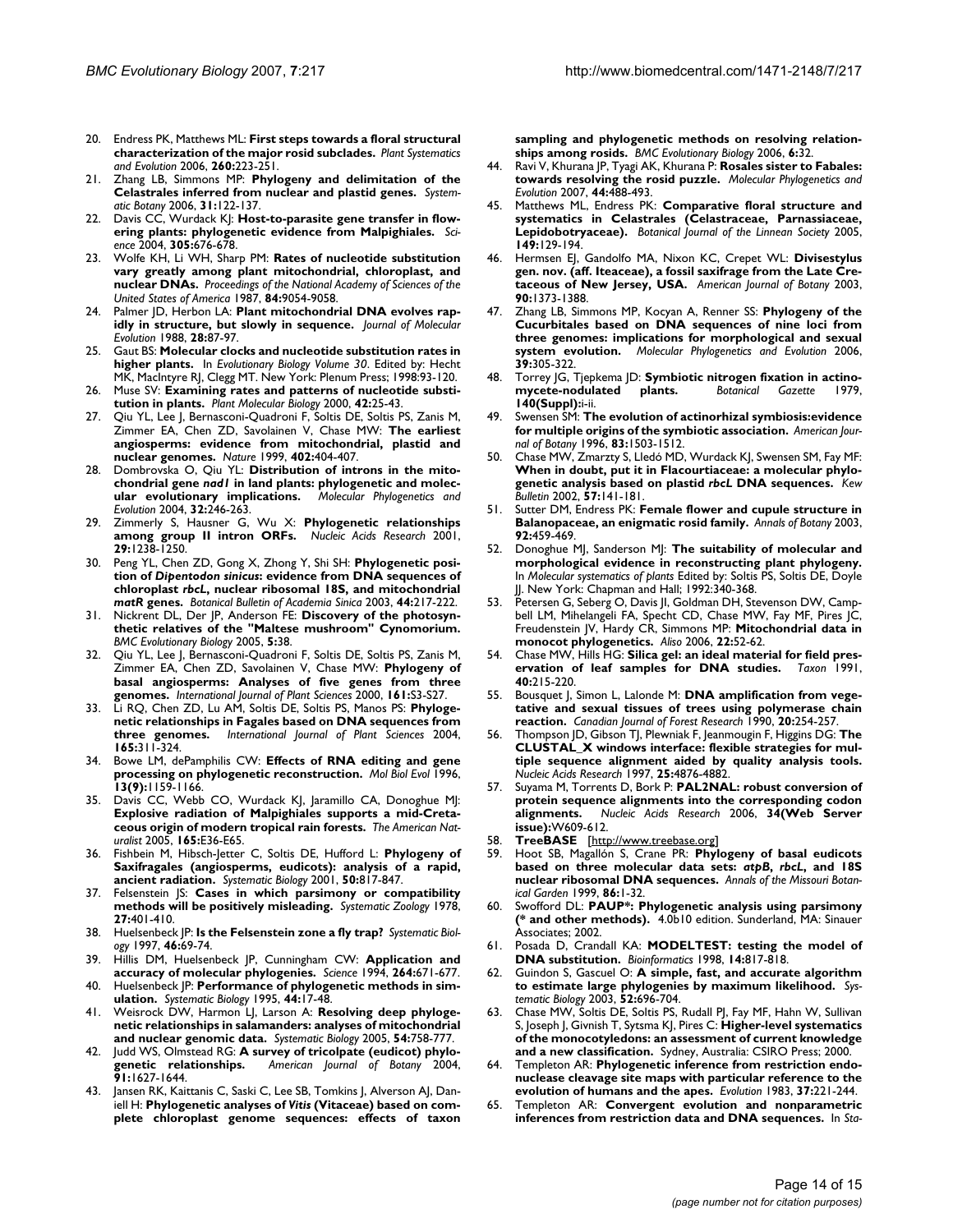20. Endress PK, Matthews ML: **First steps towards a floral structural characterization of the major rosid subclades.** *Plant Systematics and Evolution* 2006, **260:**223-251.
21. Zhang LB, Simmons MP: **Phylogeny and delimitation of the Celastrales inferred from nuclear and plastid genes.** *Systematic Botany* 2006, **31:**122-137.
22. Davis CC, Wurdack KJ: **Host-to-parasite gene transfer in flowering plants: phylogenetic evidence from Malpighiales.** *Science* 2004, **305:**676-678.
23. Wolfe KH, Li WH, Sharp PM: **Rates of nucleotide substitution vary greatly among plant mitochondrial, chloroplast, and nuclear DNAs.** *Proceedings of the National Academy of Sciences of the United States of America* 1987, **84:**9054-9058.
24. Palmer JD, Herbon LA: **Plant mitochondrial DNA evolves rapidly in structure, but slowly in sequence.** *Journal of Molecular Evolution* 1988, **28:**87-97.
25. Gaut BS: **Molecular clocks and nucleotide substitution rates in higher plants.** In *Evolutionary Biology Volume 30*. Edited by: Hecht MK, MacIntyre RJ, Clegg MT. New York: Plenum Press; 1998:93-120.
26. Muse SV: **Examining rates and patterns of nucleotide substitution in plants.** *Plant Molecular Biology* 2000, **42:**25-43.
27. Qiu YL, Lee J, Bernasconi-Quadroni F, Soltis DE, Soltis PS, Zanis M, Zimmer EA, Chen ZD, Savolainen V, Chase MW: **The earliest angiosperms: evidence from mitochondrial, plastid and nuclear genomes.** *Nature* 1999, **402:**404-407.
28. Dombrovska O, Qiu YL: **Distribution of introns in the mitochondrial gene *nad1* in land plants: phylogenetic and molecular evolutionary implications.** *Molecular Phylogenetics and Evolution* 2004, **32:**246-263.
29. Zimmerly S, Hausner G, Wu X: **Phylogenetic relationships among group II intron ORFs.** *Nucleic Acids Research* 2001, **29:**1238-1250.
30. Peng YL, Chen ZD, Gong X, Zhong Y, Shi SH: **Phylogenetic position of *Dipentodon sinicus*: evidence from DNA sequences of chloroplast *rbcL*, nuclear ribosomal 18S, and mitochondrial *matR* genes.** *Botanical Bulletin of Academia Sinica* 2003, **44:**217-222.
31. Nickrent DL, Der JP, Anderson FE: **Discovery of the photosynthetic relatives of the "Maltese mushroom" Cynomorium.** *BMC Evolutionary Biology* 2005, **5:**38.
32. Qiu YL, Lee J, Bernasconi-Quadroni F, Soltis DE, Soltis PS, Zanis M, Zimmer EA, Chen ZD, Savolainen V, Chase MW: **Phylogeny of basal angiosperms: Analyses of five genes from three genomes.** *International Journal of Plant Sciences* 2000, **161:**S3-S27.
33. Li RQ, Chen ZD, Lu AM, Soltis DE, Soltis PS, Manos PS: **Phylogenetic relationships in Fagales based on DNA sequences from three genomes.** *International Journal of Plant Sciences* 2004, **165:**311-324.
34. Bowe LM, dePamphilis CW: **Effects of RNA editing and gene processing on phylogenetic reconstruction.** *Mol Biol Evol* 1996, **13(9):**1159-1166.
35. Davis CC, Webb CO, Wurdack KJ, Jaramillo CA, Donoghue MJ: **Explosive radiation of Malpighiales supports a mid-Cretaceous origin of modern tropical rain forests.** *The American Naturalist* 2005, **165:**E36-E65.
36. Fishbein M, Hibsch-Jetter C, Soltis DE, Hufford L: **Phylogeny of Saxifragales (angiosperms, eudicots): analysis of a rapid, ancient radiation.** *Systematic Biology* 2001, **50:**817-847.
37. Felsenstein JS: **Cases in which parsimony or compatibility methods will be positively misleading.** *Systematic Zoology* 1978, **27:**401-410.
38. Huelsenbeck JP: **Is the Felsenstein zone a fly trap?** *Systematic Biology* 1997, **46:**69-74.
39. Hillis DM, Huelsenbeck JP, Cunningham CW: **Application and accuracy of molecular phylogenies.** *Science* 1994, **264:**671-677.
40. Huelsenbeck JP: **Performance of phylogenetic methods in simulation.** *Systematic Biology* 1995, **44:**17-48.
41. Weisrock DW, Harmon LJ, Larson A: **Resolving deep phylogenetic relationships in salamanders: analyses of mitochondrial and nuclear genomic data.** *Systematic Biology* 2005, **54:**758-777.
42. Judd WS, Olmstead RG: **A survey of tricolpate (eudicot) phylogenetic relationships.** *American Journal of Botany* 2004, **91:**1627-1644.
43. Jansen RK, Kaittanis C, Saski C, Lee SB, Tomkins J, Alverson AJ, Daniell H: **Phylogenetic analyses of *Vitis* (Vitaceae) based on complete chloroplast genome sequences: effects of taxon sampling and phylogenetic methods on resolving relationships among rosids.** *BMC Evolutionary Biology* 2006, **6:**32.
44. Ravi V, Khurana JP, Tyagi AK, Khurana P: **Rosales sister to Fabales: towards resolving the rosid puzzle.** *Molecular Phylogenetics and Evolution* 2007, **44:**488-493.
45. Matthews ML, Endress PK: **Comparative floral structure and systematics in Celastrales (Celastraceae, Parnassiaceae, Lepidobotryaceae).** *Botanical Journal of the Linnean Society* 2005, **149:**129-194.
46. Hermsen EJ, Gandolfo MA, Nixon KC, Crepet WL: **Divisestylus gen. nov. (aff. Iteaceae), a fossil saxifrage from the Late Cretaceous of New Jersey, USA.** *American Journal of Botany* 2003, **90:**1373-1388.
47. Zhang LB, Simmons MP, Kocyan A, Renner SS: **Phylogeny of the Cucurbitales based on DNA sequences of nine loci from three genomes: implications for morphological and sexual system evolution.** *Molecular Phylogenetics and Evolution* 2006, **39:**305-322.
48. Torrey JG, Tjepkema JD: **Symbiotic nitrogen fixation in actinomycete-nodulated plants.** *Botanical Gazette* 1979, **140(Suppl):**i-ii.
49. Swensen SM: **The evolution of actinorhizal symbiosis:evidence for multiple origins of the symbiotic association.** *American Journal of Botany* 1996, **83:**1503-1512.
50. Chase MW, Zmarzty S, Lledó MD, Wurdack KJ, Swensen SM, Fay MF: **When in doubt, put it in Flacourtiaceae: a molecular phylogenetic analysis based on plastid *rbcL* DNA sequences.** *Kew Bulletin* 2002, **57:**141-181.
51. Sutter DM, Endress PK: **Female flower and cupule structure in Balanopaceae, an enigmatic rosid family.** *Annals of Botany* 2003, **92:**459-469.
52. Donoghue MJ, Sanderson MJ: **The suitability of molecular and morphological evidence in reconstructing plant phylogeny.** In *Molecular systematics of plants* Edited by: Soltis PS, Soltis DE, Doyle JJ. New York: Chapman and Hall; 1992:340-368.
53. Petersen G, Seberg O, Davis JI, Goldman DH, Stevenson DW, Campbell LM, Mihelangeli FA, Specht CD, Chase MW, Fay MF, Pires JC, Freudenstein JV, Hardy CR, Simmons MP: **Mitochondrial data in monocot phylogenetics.** *Aliso* 2006, **22:**52-62.
54. Chase MW, Hills HG: **Silica gel: an ideal material for field preservation of leaf samples for DNA studies.** *Taxon* 1991, **40:**215-220.
55. Bousquet J, Simon L, Lalonde M: **DNA amplification from vegetative and sexual tissues of trees using polymerase chain reaction.** *Canadian Journal of Forest Research* 1990, **20:**254-257.
56. Thompson JD, Gibson TJ, Plewniak F, Jeanmougin F, Higgins DG: **The CLUSTAL_X windows interface: flexible strategies for multiple sequence alignment aided by quality analysis tools.** *Nucleic Acids Research* 1997, **25:**4876-4882.
57. Suyama M, Torrents D, Bork P: **PAL2NAL: robust conversion of protein sequence alignments into the corresponding codon alignments.** *Nucleic Acids Research* 2006, **34(Web Server issue):**W609-612.
58. **TreeBASE** [http://www.treebase.org]
59. Hoot SB, Magallón S, Crane PR: **Phylogeny of basal eudicots based on three molecular data sets: *atpB*, *rbcL*, and 18S nuclear ribosomal DNA sequences.** *Annals of the Missouri Botanical Garden* 1999, **86:**1-32.
60. Swofford DL: **PAUP*: Phylogenetic analysis using parsimony (* and other methods).** 4.0b10 edition. Sunderland, MA: Sinauer Associates; 2002.
61. Posada D, Crandall KA: **MODELTEST: testing the model of DNA substitution.** *Bioinformatics* 1998, **14:**817-818.
62. Guindon S, Gascuel O: **A simple, fast, and accurate algorithm to estimate large phylogenies by maximum likelihood.** *Systematic Biology* 2003, **52:**696-704.
63. Chase MW, Soltis DE, Soltis PS, Rudall PJ, Fay MF, Hahn W, Sullivan S, Joseph J, Givnish T, Sytsma KJ, Pires C: **Higher-level systematics of the monocotyledons: an assessment of current knowledge and a new classification.** Sydney, Australia: CSIRO Press; 2000.
64. Templeton AR: **Phylogenetic inference from restriction endonuclease cleavage site maps with particular reference to the evolution of humans and the apes.** *Evolution* 1983, **37:**221-244.
65. Templeton AR: **Convergent evolution and nonparametric inferences from restriction data and DNA sequences.** In *Sta-*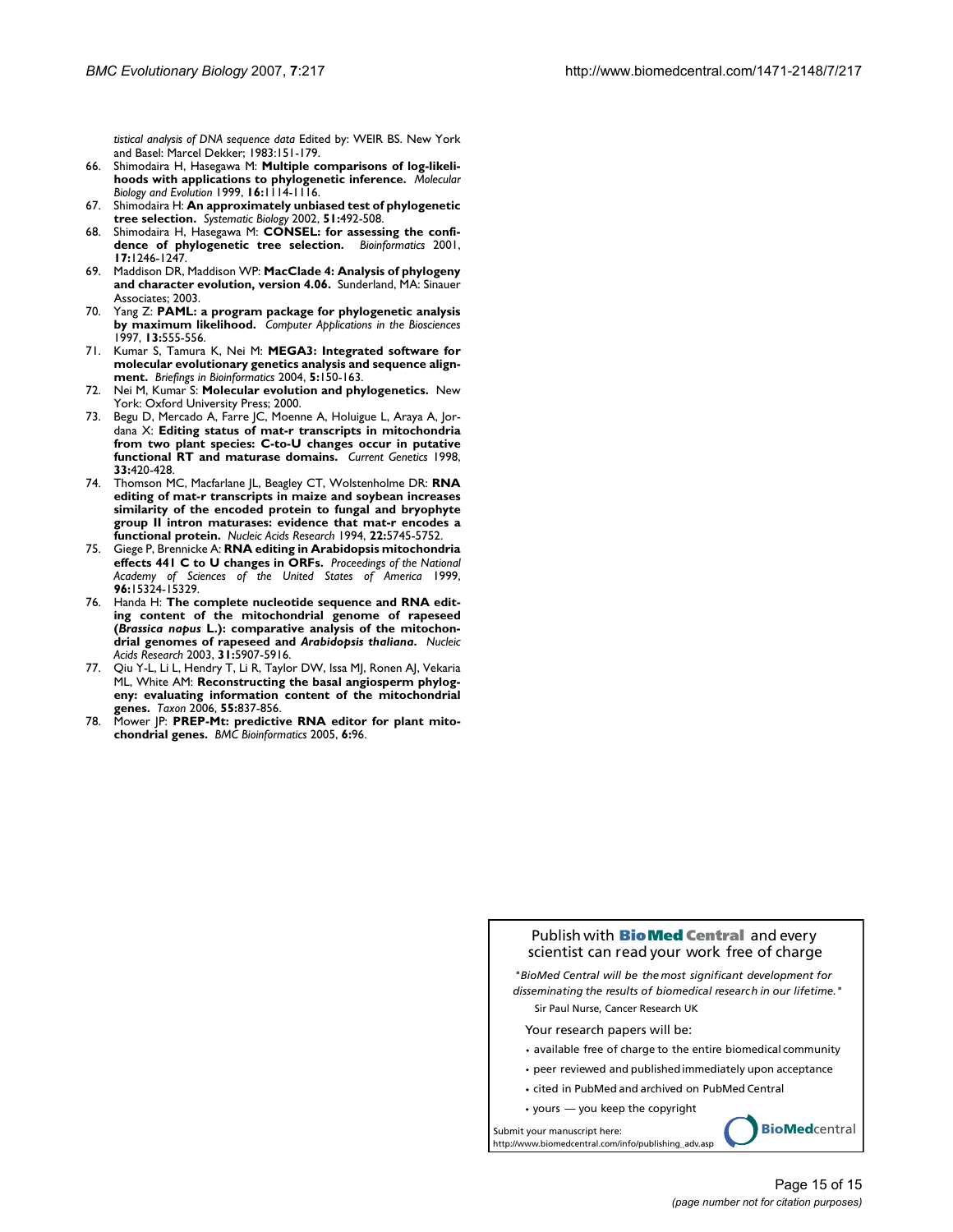*tistical analysis of DNA sequence data* Edited by: WEIR BS. New York and Basel: Marcel Dekker; 1983:151-179.

66. Shimodaira H, Hasegawa M: **Multiple comparisons of log-likelihoods with applications to phylogenetic inference.** *Molecular Biology and Evolution* 1999, **16:**1114-1116.
67. Shimodaira H: **An approximately unbiased test of phylogenetic tree selection.** *Systematic Biology* 2002, **51:**492-508.
68. Shimodaira H, Hasegawa M: **CONSEL: for assessing the confidence of phylogenetic tree selection.** *Bioinformatics* 2001, **17:**1246-1247.
69. Maddison DR, Maddison WP: **MacClade 4: Analysis of phylogeny and character evolution, version 4.06.** Sunderland, MA: Sinauer Associates; 2003.
70. Yang Z: **PAML: a program package for phylogenetic analysis by maximum likelihood.** *Computer Applications in the Biosciences* 1997, **13:**555-556.
71. Kumar S, Tamura K, Nei M: **MEGA3: Integrated software for molecular evolutionary genetics analysis and sequence alignment.** *Briefings in Bioinformatics* 2004, **5:**150-163.
72. Nei M, Kumar S: **Molecular evolution and phylogenetics.** New York: Oxford University Press; 2000.
73. Begu D, Mercado A, Farre JC, Moenne A, Holuigue L, Araya A, Jordana X: **Editing status of mat-r transcripts in mitochondria from two plant species: C-to-U changes occur in putative functional RT and maturase domains.** *Current Genetics* 1998, **33:**420-428.
74. Thomson MC, Macfarlane JL, Beagley CT, Wolstenholme DR: **RNA editing of mat-r transcripts in maize and soybean increases similarity of the encoded protein to fungal and bryophyte group II intron maturases: evidence that mat-r encodes a functional protein.** *Nucleic Acids Research* 1994, **22:**5745-5752.
75. Giege P, Brennicke A: **RNA editing in Arabidopsis mitochondria effects 441 C to U changes in ORFs.** *Proceedings of the National Academy of Sciences of the United States of America* 1999, **96:**15324-15329.
76. Handa H: **The complete nucleotide sequence and RNA editing content of the mitochondrial genome of rapeseed (*Brassica napus* L.): comparative analysis of the mitochondrial genomes of rapeseed and *Arabidopsis thaliana*.** *Nucleic Acids Research* 2003, **31:**5907-5916.
77. Qiu Y-L, Li L, Hendry T, Li R, Taylor DW, Issa MJ, Ronen AJ, Vekaria ML, White AM: **Reconstructing the basal angiosperm phylogeny: evaluating information content of the mitochondrial genes.** *Taxon* 2006, **55:**837-856.
78. Mower JP: **PREP-Mt: predictive RNA editor for plant mitochondrial genes.** *BMC Bioinformatics* 2005, **6:**96.

Publish with **BioMed Central** and every scientist can read your work free of charge

*"BioMed Central will be the most significant development for disseminating the results of biomedical research in our lifetime."*

Sir Paul Nurse, Cancer Research UK

Your research papers will be:

- available free of charge to the entire biomedical community
- peer reviewed and published immediately upon acceptance
- cited in PubMed and archived on PubMed Central
- yours — you keep the copyright

Submit your manuscript here:
http://www.biomedcentral.com/info/publishing_adv.asp

**BioMed**central